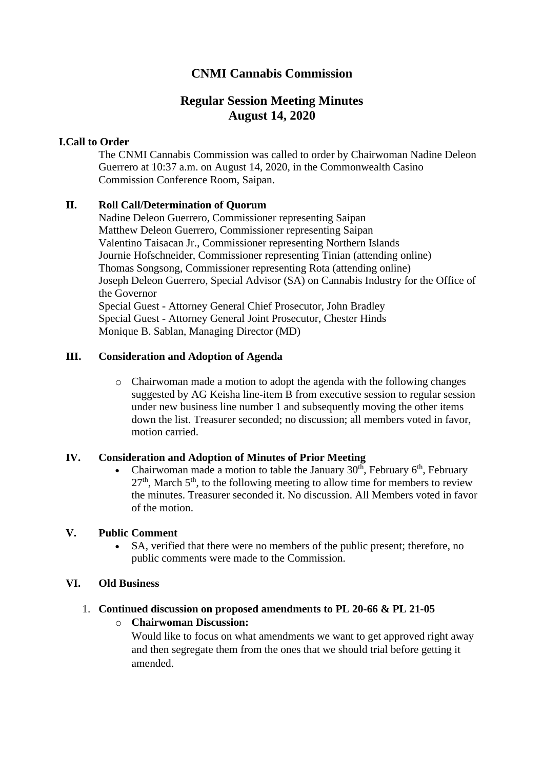# CNMI Cannabis Commission

## Regular Session Meeting Minutes
## August 14, 2020

### I. Call to Order

The CNMI Cannabis Commission was called to order by Chairwoman Nadine Deleon Guerrero at 10:37 a.m. on August 14, 2020, in the Commonwealth Casino Commission Conference Room, Saipan.

### II. Roll Call/Determination of Quorum

Nadine Deleon Guerrero, Commissioner representing Saipan
Matthew Deleon Guerrero, Commissioner representing Saipan
Valentino Taisacan Jr., Commissioner representing Northern Islands
Journie Hofschneider, Commissioner representing Tinian (attending online)
Thomas Songsong, Commissioner representing Rota (attending online)
Joseph Deleon Guerrero, Special Advisor (SA) on Cannabis Industry for the Office of the Governor
Special Guest - Attorney General Chief Prosecutor, John Bradley
Special Guest - Attorney General Joint Prosecutor, Chester Hinds
Monique B. Sablan, Managing Director (MD)

### III. Consideration and Adoption of Agenda

- Chairwoman made a motion to adopt the agenda with the following changes suggested by AG Keisha line-item B from executive session to regular session under new business line number 1 and subsequently moving the other items down the list. Treasurer seconded; no discussion; all members voted in favor, motion carried.

### IV. Consideration and Adoption of Minutes of Prior Meeting

- Chairwoman made a motion to table the January 30th, February 6th, February 27th, March 5th, to the following meeting to allow time for members to review the minutes. Treasurer seconded it. No discussion. All Members voted in favor of the motion.

### V. Public Comment

- SA, verified that there were no members of the public present; therefore, no public comments were made to the Commission.

### VI. Old Business

1. **Continued discussion on proposed amendments to PL 20-66 & PL 21-05**
   - **Chairwoman Discussion:**
     Would like to focus on what amendments we want to get approved right away and then segregate them from the ones that we should trial before getting it amended.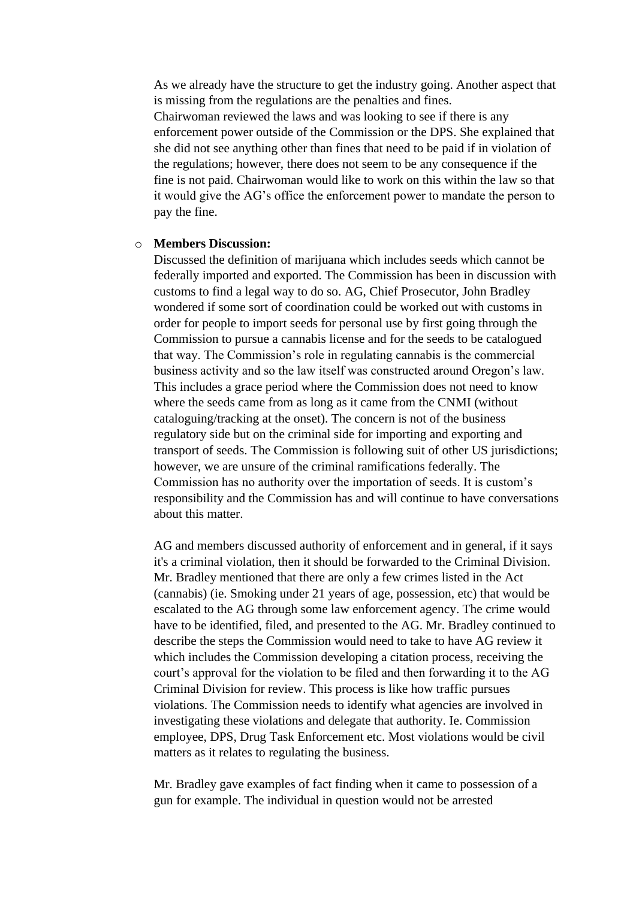As we already have the structure to get the industry going. Another aspect that is missing from the regulations are the penalties and fines.
Chairwoman reviewed the laws and was looking to see if there is any enforcement power outside of the Commission or the DPS. She explained that she did not see anything other than fines that need to be paid if in violation of the regulations; however, there does not seem to be any consequence if the fine is not paid. Chairwoman would like to work on this within the law so that it would give the AG's office the enforcement power to mandate the person to pay the fine.

- **Members Discussion:**
  Discussed the definition of marijuana which includes seeds which cannot be federally imported and exported. The Commission has been in discussion with customs to find a legal way to do so. AG, Chief Prosecutor, John Bradley wondered if some sort of coordination could be worked out with customs in order for people to import seeds for personal use by first going through the Commission to pursue a cannabis license and for the seeds to be catalogued that way. The Commission's role in regulating cannabis is the commercial business activity and so the law itself was constructed around Oregon's law. This includes a grace period where the Commission does not need to know where the seeds came from as long as it came from the CNMI (without cataloguing/tracking at the onset). The concern is not of the business regulatory side but on the criminal side for importing and exporting and transport of seeds. The Commission is following suit of other US jurisdictions; however, we are unsure of the criminal ramifications federally. The Commission has no authority over the importation of seeds. It is custom's responsibility and the Commission has and will continue to have conversations about this matter.

  AG and members discussed authority of enforcement and in general, if it says it's a criminal violation, then it should be forwarded to the Criminal Division. Mr. Bradley mentioned that there are only a few crimes listed in the Act (cannabis) (ie. Smoking under 21 years of age, possession, etc) that would be escalated to the AG through some law enforcement agency. The crime would have to be identified, filed, and presented to the AG. Mr. Bradley continued to describe the steps the Commission would need to take to have AG review it which includes the Commission developing a citation process, receiving the court's approval for the violation to be filed and then forwarding it to the AG Criminal Division for review. This process is like how traffic pursues violations. The Commission needs to identify what agencies are involved in investigating these violations and delegate that authority. Ie. Commission employee, DPS, Drug Task Enforcement etc. Most violations would be civil matters as it relates to regulating the business.

  Mr. Bradley gave examples of fact finding when it came to possession of a gun for example. The individual in question would not be arrested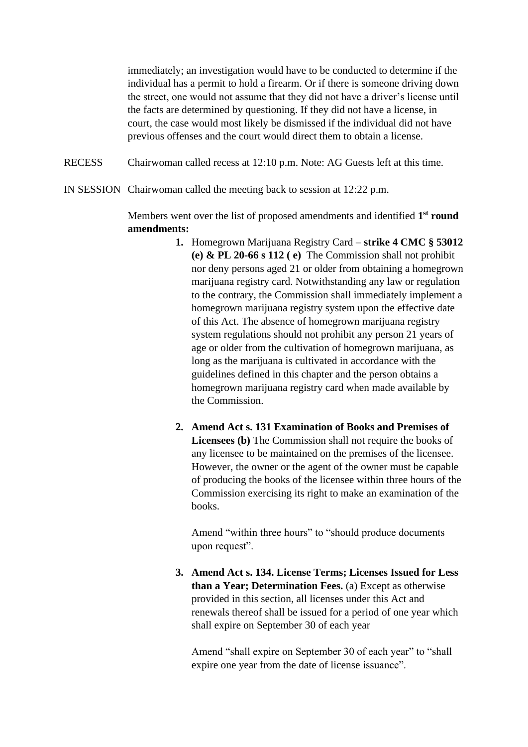immediately; an investigation would have to be conducted to determine if the individual has a permit to hold a firearm. Or if there is someone driving down the street, one would not assume that they did not have a driver's license until the facts are determined by questioning. If they did not have a license, in court, the case would most likely be dismissed if the individual did not have previous offenses and the court would direct them to obtain a license.

RECESS Chairwoman called recess at 12:10 p.m. Note: AG Guests left at this time.

IN SESSION Chairwoman called the meeting back to session at 12:22 p.m.

Members went over the list of proposed amendments and identified **1st round amendments:**

1. Homegrown Marijuana Registry Card – **strike 4 CMC § 53012 (e) & PL 20-66 s 112 ( e)** The Commission shall not prohibit nor deny persons aged 21 or older from obtaining a homegrown marijuana registry card. Notwithstanding any law or regulation to the contrary, the Commission shall immediately implement a homegrown marijuana registry system upon the effective date of this Act. The absence of homegrown marijuana registry system regulations should not prohibit any person 21 years of age or older from the cultivation of homegrown marijuana, as long as the marijuana is cultivated in accordance with the guidelines defined in this chapter and the person obtains a homegrown marijuana registry card when made available by the Commission.

2. **Amend Act s. 131 Examination of Books and Premises of Licensees (b)** The Commission shall not require the books of any licensee to be maintained on the premises of the licensee. However, the owner or the agent of the owner must be capable of producing the books of the licensee within three hours of the Commission exercising its right to make an examination of the books.

   Amend "within three hours" to "should produce documents upon request".

3. **Amend Act s. 134. License Terms; Licenses Issued for Less than a Year; Determination Fees.** (a) Except as otherwise provided in this section, all licenses under this Act and renewals thereof shall be issued for a period of one year which shall expire on September 30 of each year

   Amend "shall expire on September 30 of each year" to "shall expire one year from the date of license issuance".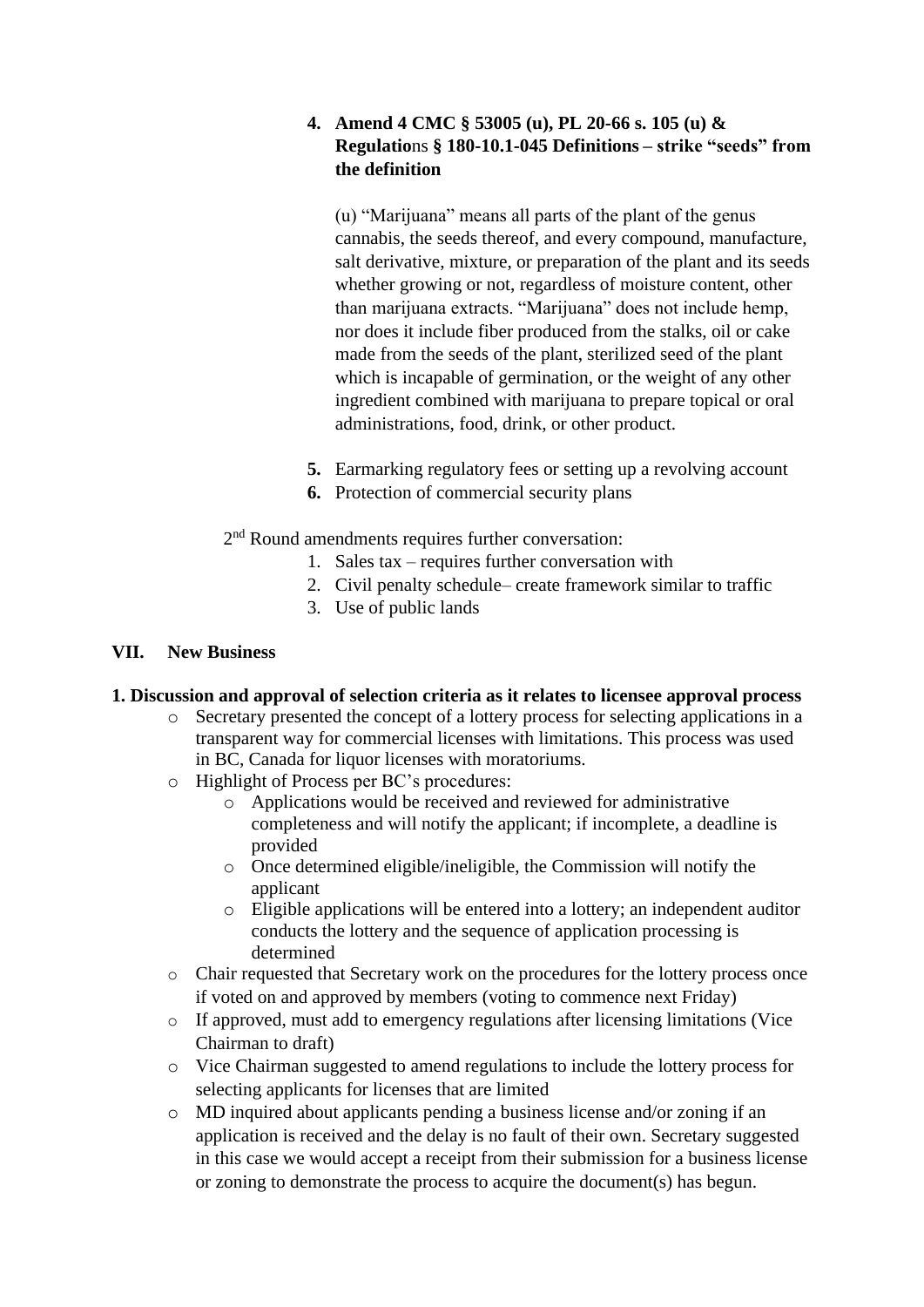4. **Amend 4 CMC § 53005 (u), PL 20-66 s. 105 (u) & Regulations § 180-10.1-045 Definitions – strike "seeds" from the definition**

   (u) "Marijuana" means all parts of the plant of the genus cannabis, the seeds thereof, and every compound, manufacture, salt derivative, mixture, or preparation of the plant and its seeds whether growing or not, regardless of moisture content, other than marijuana extracts. "Marijuana" does not include hemp, nor does it include fiber produced from the stalks, oil or cake made from the seeds of the plant, sterilized seed of the plant which is incapable of germination, or the weight of any other ingredient combined with marijuana to prepare topical or oral administrations, food, drink, or other product.

5. Earmarking regulatory fees or setting up a revolving account
6. Protection of commercial security plans

2nd Round amendments requires further conversation:

1. Sales tax – requires further conversation with
2. Civil penalty schedule– create framework similar to traffic
3. Use of public lands

## VII. New Business

**1. Discussion and approval of selection criteria as it relates to licensee approval process**

- Secretary presented the concept of a lottery process for selecting applications in a transparent way for commercial licenses with limitations. This process was used in BC, Canada for liquor licenses with moratoriums.
- Highlight of Process per BC's procedures:
  - Applications would be received and reviewed for administrative completeness and will notify the applicant; if incomplete, a deadline is provided
  - Once determined eligible/ineligible, the Commission will notify the applicant
  - Eligible applications will be entered into a lottery; an independent auditor conducts the lottery and the sequence of application processing is determined
- Chair requested that Secretary work on the procedures for the lottery process once if voted on and approved by members (voting to commence next Friday)
- If approved, must add to emergency regulations after licensing limitations (Vice Chairman to draft)
- Vice Chairman suggested to amend regulations to include the lottery process for selecting applicants for licenses that are limited
- MD inquired about applicants pending a business license and/or zoning if an application is received and the delay is no fault of their own. Secretary suggested in this case we would accept a receipt from their submission for a business license or zoning to demonstrate the process to acquire the document(s) has begun.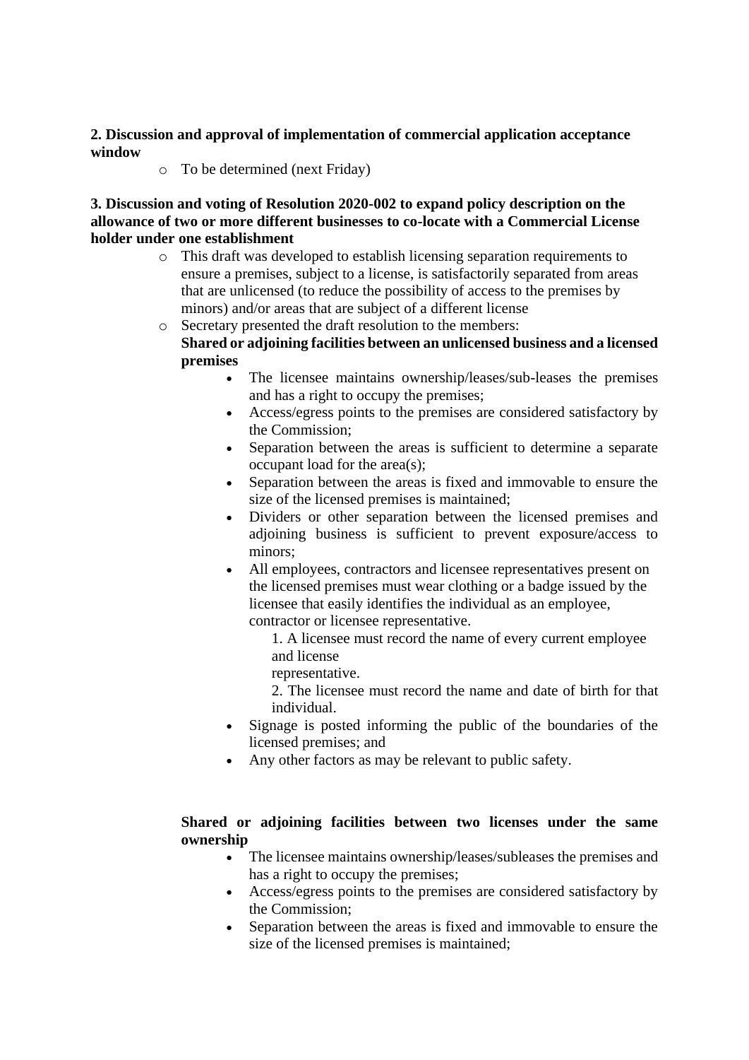**2. Discussion and approval of implementation of commercial application acceptance window**

- To be determined (next Friday)

**3. Discussion and voting of Resolution 2020-002 to expand policy description on the allowance of two or more different businesses to co-locate with a Commercial License holder under one establishment**

- This draft was developed to establish licensing separation requirements to ensure a premises, subject to a license, is satisfactorily separated from areas that are unlicensed (to reduce the possibility of access to the premises by minors) and/or areas that are subject of a different license
- Secretary presented the draft resolution to the members:

  **Shared or adjoining facilities between an unlicensed business and a licensed premises**

  - The licensee maintains ownership/leases/sub-leases the premises and has a right to occupy the premises;
  - Access/egress points to the premises are considered satisfactory by the Commission;
  - Separation between the areas is sufficient to determine a separate occupant load for the area(s);
  - Separation between the areas is fixed and immovable to ensure the size of the licensed premises is maintained;
  - Dividers or other separation between the licensed premises and adjoining business is sufficient to prevent exposure/access to minors;
  - All employees, contractors and licensee representatives present on the licensed premises must wear clothing or a badge issued by the licensee that easily identifies the individual as an employee, contractor or licensee representative.

    1. A licensee must record the name of every current employee and license representative.
    2. The licensee must record the name and date of birth for that individual.

  - Signage is posted informing the public of the boundaries of the licensed premises; and
  - Any other factors as may be relevant to public safety.

  **Shared or adjoining facilities between two licenses under the same ownership**

  - The licensee maintains ownership/leases/subleases the premises and has a right to occupy the premises;
  - Access/egress points to the premises are considered satisfactory by the Commission;
  - Separation between the areas is fixed and immovable to ensure the size of the licensed premises is maintained;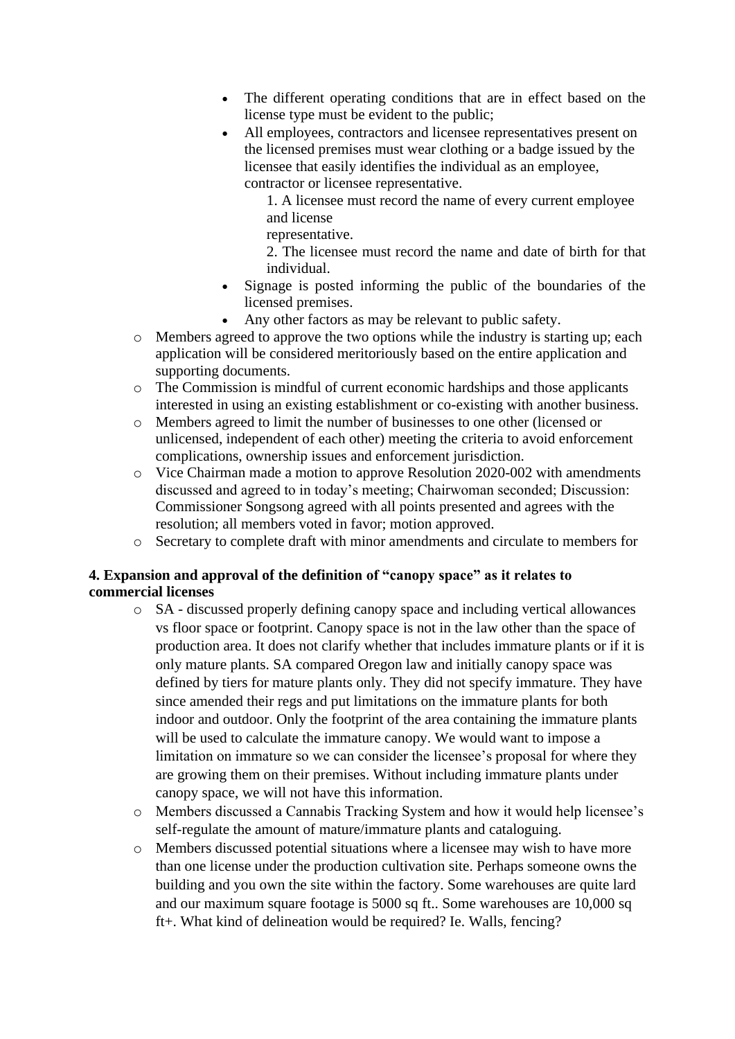- The different operating conditions that are in effect based on the license type must be evident to the public;
- All employees, contractors and licensee representatives present on the licensed premises must wear clothing or a badge issued by the licensee that easily identifies the individual as an employee, contractor or licensee representative.
  1. A licensee must record the name of every current employee and license representative.
  2. The licensee must record the name and date of birth for that individual.
- Signage is posted informing the public of the boundaries of the licensed premises.
- Any other factors as may be relevant to public safety.

- Members agreed to approve the two options while the industry is starting up; each application will be considered meritoriously based on the entire application and supporting documents.
- The Commission is mindful of current economic hardships and those applicants interested in using an existing establishment or co-existing with another business.
- Members agreed to limit the number of businesses to one other (licensed or unlicensed, independent of each other) meeting the criteria to avoid enforcement complications, ownership issues and enforcement jurisdiction.
- Vice Chairman made a motion to approve Resolution 2020-002 with amendments discussed and agreed to in today's meeting; Chairwoman seconded; Discussion: Commissioner Songsong agreed with all points presented and agrees with the resolution; all members voted in favor; motion approved.
- Secretary to complete draft with minor amendments and circulate to members for

**4. Expansion and approval of the definition of "canopy space" as it relates to commercial licenses**

- SA - discussed properly defining canopy space and including vertical allowances vs floor space or footprint. Canopy space is not in the law other than the space of production area. It does not clarify whether that includes immature plants or if it is only mature plants. SA compared Oregon law and initially canopy space was defined by tiers for mature plants only. They did not specify immature. They have since amended their regs and put limitations on the immature plants for both indoor and outdoor. Only the footprint of the area containing the immature plants will be used to calculate the immature canopy. We would want to impose a limitation on immature so we can consider the licensee's proposal for where they are growing them on their premises. Without including immature plants under canopy space, we will not have this information.
- Members discussed a Cannabis Tracking System and how it would help licensee's self-regulate the amount of mature/immature plants and cataloguing.
- Members discussed potential situations where a licensee may wish to have more than one license under the production cultivation site. Perhaps someone owns the building and you own the site within the factory. Some warehouses are quite lard and our maximum square footage is 5000 sq ft.. Some warehouses are 10,000 sq ft+. What kind of delineation would be required? Ie. Walls, fencing?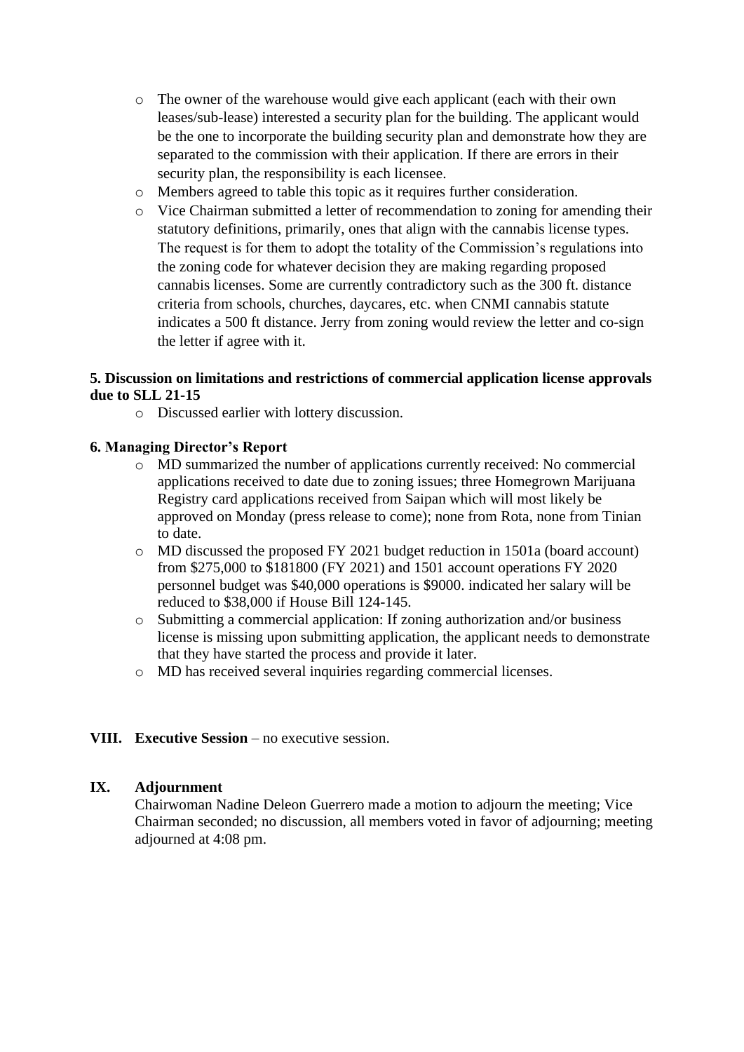- The owner of the warehouse would give each applicant (each with their own leases/sub-lease) interested a security plan for the building. The applicant would be the one to incorporate the building security plan and demonstrate how they are separated to the commission with their application. If there are errors in their security plan, the responsibility is each licensee.
- Members agreed to table this topic as it requires further consideration.
- Vice Chairman submitted a letter of recommendation to zoning for amending their statutory definitions, primarily, ones that align with the cannabis license types. The request is for them to adopt the totality of the Commission's regulations into the zoning code for whatever decision they are making regarding proposed cannabis licenses. Some are currently contradictory such as the 300 ft. distance criteria from schools, churches, daycares, etc. when CNMI cannabis statute indicates a 500 ft distance. Jerry from zoning would review the letter and co-sign the letter if agree with it.

**5. Discussion on limitations and restrictions of commercial application license approvals due to SLL 21-15**

- Discussed earlier with lottery discussion.

**6. Managing Director's Report**

- MD summarized the number of applications currently received: No commercial applications received to date due to zoning issues; three Homegrown Marijuana Registry card applications received from Saipan which will most likely be approved on Monday (press release to come); none from Rota, none from Tinian to date.
- MD discussed the proposed FY 2021 budget reduction in 1501a (board account) from $275,000 to $181800 (FY 2021) and 1501 account operations FY 2020 personnel budget was $40,000 operations is $9000. indicated her salary will be reduced to $38,000 if House Bill 124-145.
- Submitting a commercial application: If zoning authorization and/or business license is missing upon submitting application, the applicant needs to demonstrate that they have started the process and provide it later.
- MD has received several inquiries regarding commercial licenses.

**VIII. Executive Session** – no executive session.

**IX. Adjournment**

Chairwoman Nadine Deleon Guerrero made a motion to adjourn the meeting; Vice Chairman seconded; no discussion, all members voted in favor of adjourning; meeting adjourned at 4:08 pm.